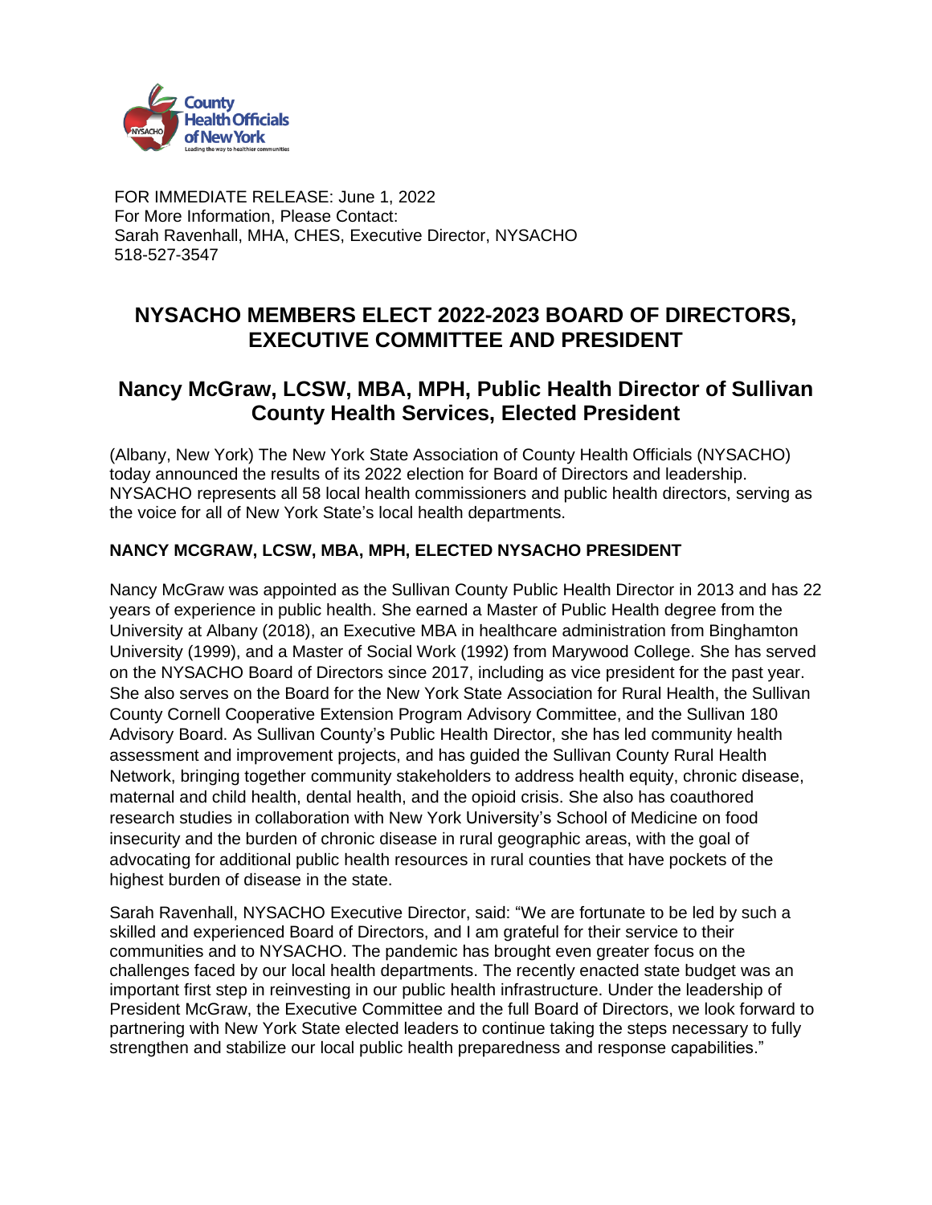FOR IMMEDIATE RELEASE: June 1, 2022
For More Information, Please Contact:
Sarah Ravenhall, MHA, CHES, Executive Director, NYSACHO
518-527-3547

# NYSACHO MEMBERS ELECT 2022-2023 BOARD OF DIRECTORS, EXECUTIVE COMMITTEE AND PRESIDENT

## Nancy McGraw, LCSW, MBA, MPH, Public Health Director of Sullivan County Health Services, Elected President

(Albany, New York) The New York State Association of County Health Officials (NYSACHO) today announced the results of its 2022 election for Board of Directors and leadership. NYSACHO represents all 58 local health commissioners and public health directors, serving as the voice for all of New York State's local health departments.

### NANCY MCGRAW, LCSW, MBA, MPH, ELECTED NYSACHO PRESIDENT

Nancy McGraw was appointed as the Sullivan County Public Health Director in 2013 and has 22 years of experience in public health. She earned a Master of Public Health degree from the University at Albany (2018), an Executive MBA in healthcare administration from Binghamton University (1999), and a Master of Social Work (1992) from Marywood College. She has served on the NYSACHO Board of Directors since 2017, including as vice president for the past year. She also serves on the Board for the New York State Association for Rural Health, the Sullivan County Cornell Cooperative Extension Program Advisory Committee, and the Sullivan 180 Advisory Board. As Sullivan County's Public Health Director, she has led community health assessment and improvement projects, and has guided the Sullivan County Rural Health Network, bringing together community stakeholders to address health equity, chronic disease, maternal and child health, dental health, and the opioid crisis. She also has coauthored research studies in collaboration with New York University's School of Medicine on food insecurity and the burden of chronic disease in rural geographic areas, with the goal of advocating for additional public health resources in rural counties that have pockets of the highest burden of disease in the state.

Sarah Ravenhall, NYSACHO Executive Director, said: "We are fortunate to be led by such a skilled and experienced Board of Directors, and I am grateful for their service to their communities and to NYSACHO. The pandemic has brought even greater focus on the challenges faced by our local health departments. The recently enacted state budget was an important first step in reinvesting in our public health infrastructure. Under the leadership of President McGraw, the Executive Committee and the full Board of Directors, we look forward to partnering with New York State elected leaders to continue taking the steps necessary to fully strengthen and stabilize our local public health preparedness and response capabilities."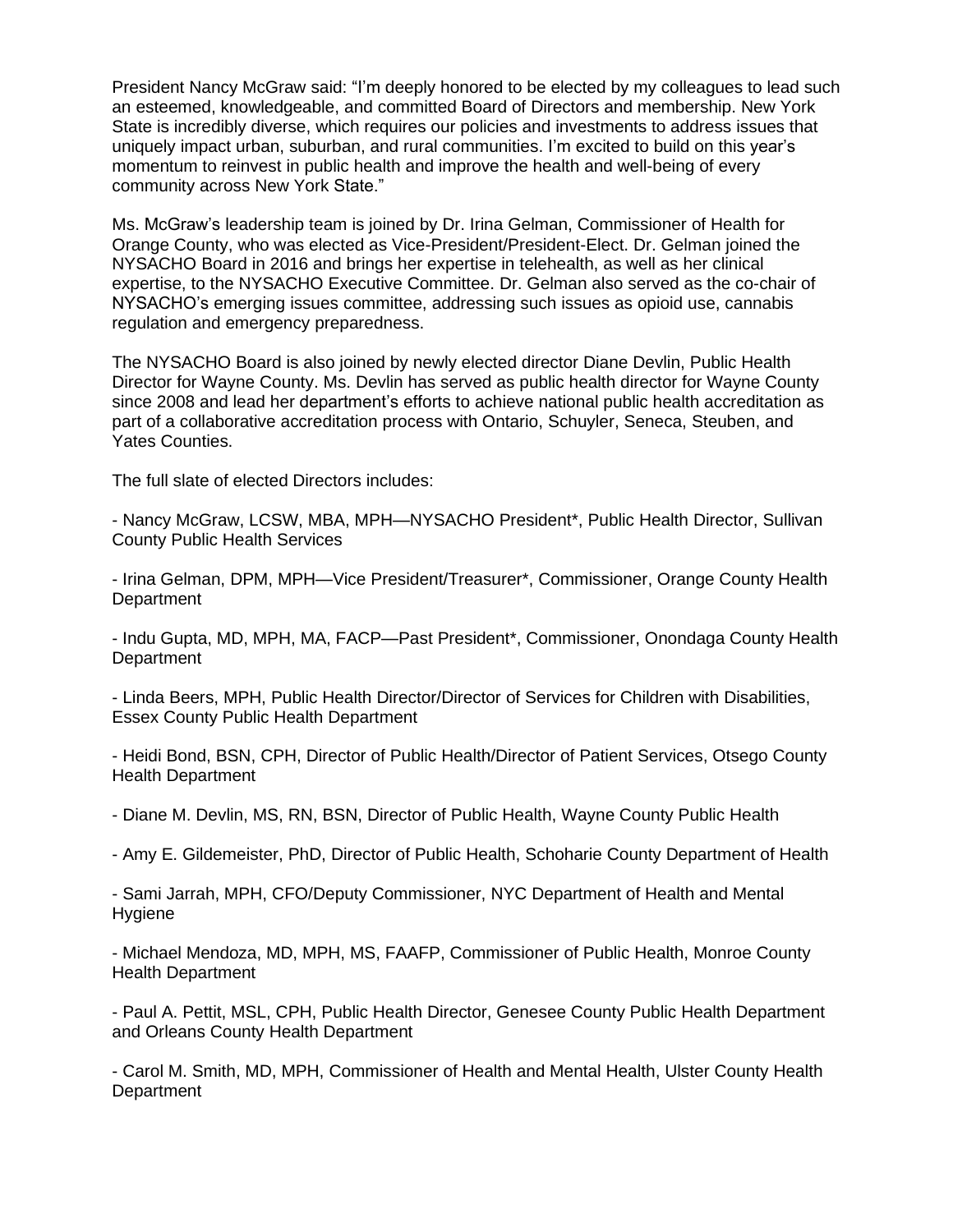President Nancy McGraw said: "I'm deeply honored to be elected by my colleagues to lead such an esteemed, knowledgeable, and committed Board of Directors and membership. New York State is incredibly diverse, which requires our policies and investments to address issues that uniquely impact urban, suburban, and rural communities. I'm excited to build on this year's momentum to reinvest in public health and improve the health and well-being of every community across New York State."

Ms. McGraw's leadership team is joined by Dr. Irina Gelman, Commissioner of Health for Orange County, who was elected as Vice-President/President-Elect. Dr. Gelman joined the NYSACHO Board in 2016 and brings her expertise in telehealth, as well as her clinical expertise, to the NYSACHO Executive Committee. Dr. Gelman also served as the co-chair of NYSACHO's emerging issues committee, addressing such issues as opioid use, cannabis regulation and emergency preparedness.

The NYSACHO Board is also joined by newly elected director Diane Devlin, Public Health Director for Wayne County. Ms. Devlin has served as public health director for Wayne County since 2008 and lead her department's efforts to achieve national public health accreditation as part of a collaborative accreditation process with Ontario, Schuyler, Seneca, Steuben, and Yates Counties.

The full slate of elected Directors includes:

- Nancy McGraw, LCSW, MBA, MPH—NYSACHO President*, Public Health Director, Sullivan County Public Health Services

- Irina Gelman, DPM, MPH—Vice President/Treasurer*, Commissioner, Orange County Health Department

- Indu Gupta, MD, MPH, MA, FACP—Past President*, Commissioner, Onondaga County Health Department

- Linda Beers, MPH, Public Health Director/Director of Services for Children with Disabilities, Essex County Public Health Department

- Heidi Bond, BSN, CPH, Director of Public Health/Director of Patient Services, Otsego County Health Department

- Diane M. Devlin, MS, RN, BSN, Director of Public Health, Wayne County Public Health

- Amy E. Gildemeister, PhD, Director of Public Health, Schoharie County Department of Health

- Sami Jarrah, MPH, CFO/Deputy Commissioner, NYC Department of Health and Mental Hygiene

- Michael Mendoza, MD, MPH, MS, FAAFP, Commissioner of Public Health, Monroe County Health Department

- Paul A. Pettit, MSL, CPH, Public Health Director, Genesee County Public Health Department and Orleans County Health Department

- Carol M. Smith, MD, MPH, Commissioner of Health and Mental Health, Ulster County Health Department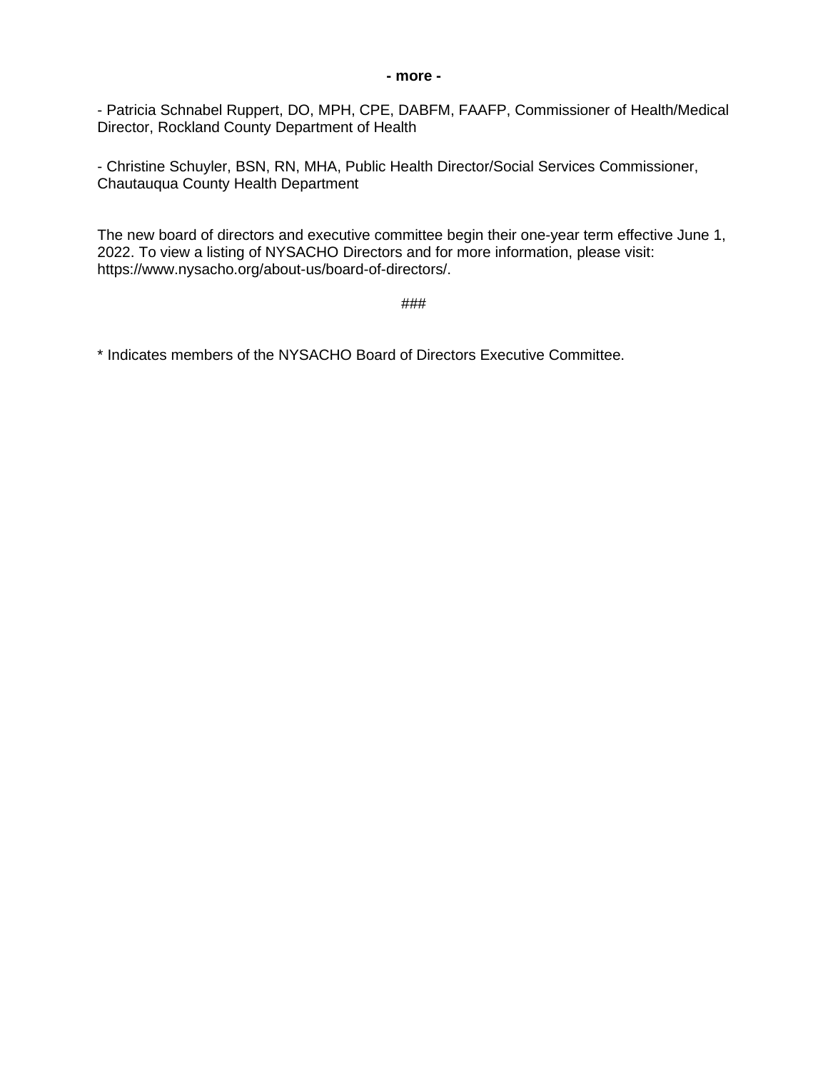**- more -**

- Patricia Schnabel Ruppert, DO, MPH, CPE, DABFM, FAAFP, Commissioner of Health/Medical Director, Rockland County Department of Health

- Christine Schuyler, BSN, RN, MHA, Public Health Director/Social Services Commissioner, Chautauqua County Health Department

The new board of directors and executive committee begin their one-year term effective June 1, 2022. To view a listing of NYSACHO Directors and for more information, please visit: https://www.nysacho.org/about-us/board-of-directors/.

###

* Indicates members of the NYSACHO Board of Directors Executive Committee.